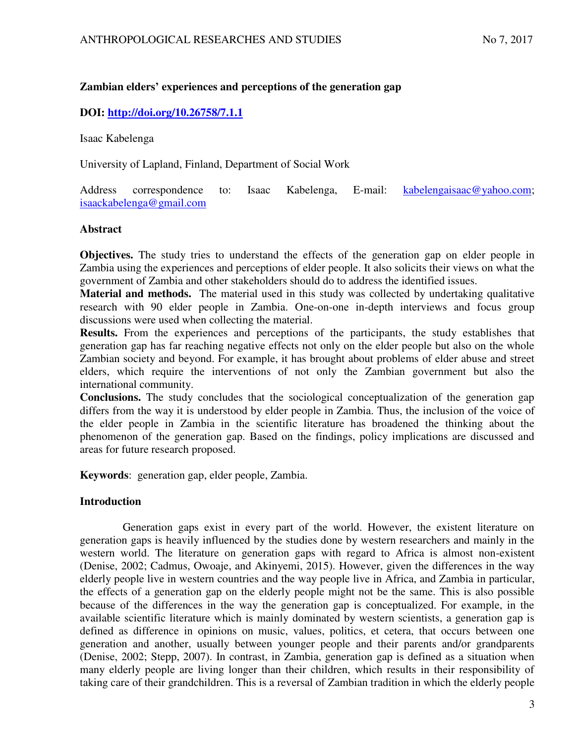**Zambian elders' experiences and perceptions of the generation gap**

**DOI: [http://doi.org/10.26758/7.1.1](http://doi.org/10.26758/7.1.1)**

Isaac Kabelenga

University of Lapland, Finland, Department of Social Work

Address correspondence to: Isaac Kabelenga, E-mail: kabelengaisaac@yahoo.com; isaackabelenga@gmail.com

**Abstract**

**Objectives.** The study tries to understand the effects of the generation gap on elder people in Zambia using the experiences and perceptions of elder people. It also solicits their views on what the government of Zambia and other stakeholders should do to address the identified issues.

**Material and methods.** The material used in this study was collected by undertaking qualitative research with 90 elder people in Zambia. One-on-one in-depth interviews and focus group discussions were used when collecting the material.

**Results.** From the experiences and perceptions of the participants, the study establishes that generation gap has far reaching negative effects not only on the elder people but also on the whole Zambian society and beyond. For example, it has brought about problems of elder abuse and street elders, which require the interventions of not only the Zambian government but also the international community.

**Conclusions.** The study concludes that the sociological conceptualization of the generation gap differs from the way it is understood by elder people in Zambia. Thus, the inclusion of the voice of the elder people in Zambia in the scientific literature has broadened the thinking about the phenomenon of the generation gap. Based on the findings, policy implications are discussed and areas for future research proposed.

**Keywords**: generation gap, elder people, Zambia.

**Introduction**

Generation gaps exist in every part of the world. However, the existent literature on generation gaps is heavily influenced by the studies done by western researchers and mainly in the western world. The literature on generation gaps with regard to Africa is almost non-existent (Denise, 2002; Cadmus, Owoaje, and Akinyemi, 2015). However, given the differences in the way elderly people live in western countries and the way people live in Africa, and Zambia in particular, the effects of a generation gap on the elderly people might not be the same. This is also possible because of the differences in the way the generation gap is conceptualized. For example, in the available scientific literature which is mainly dominated by western scientists, a generation gap is defined as difference in opinions on music, values, politics, et cetera, that occurs between one generation and another, usually between younger people and their parents and/or grandparents (Denise, 2002; Stepp, 2007). In contrast, in Zambia, generation gap is defined as a situation when many elderly people are living longer than their children, which results in their responsibility of taking care of their grandchildren. This is a reversal of Zambian tradition in which the elderly people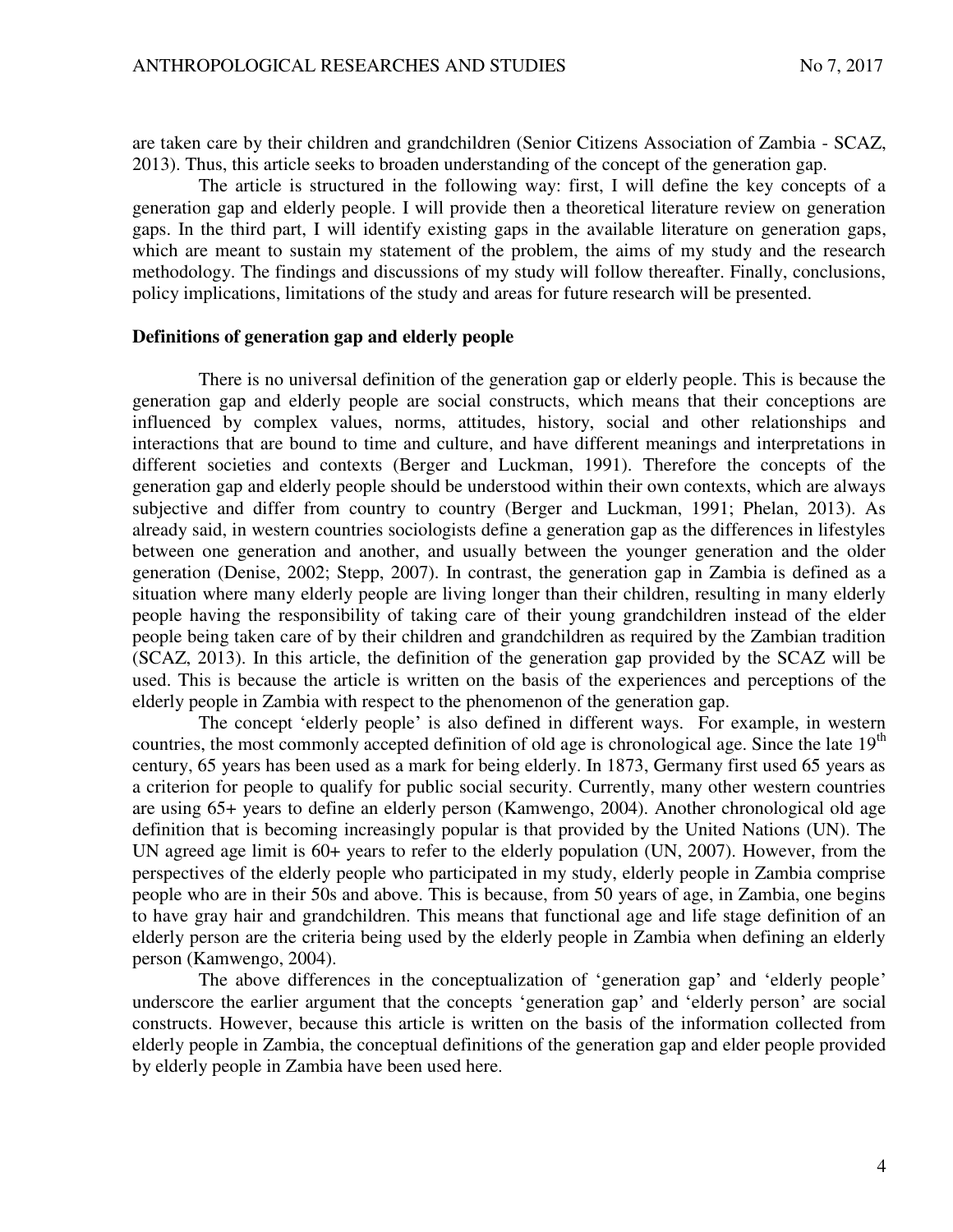are taken care by their children and grandchildren (Senior Citizens Association of Zambia - SCAZ, 2013). Thus, this article seeks to broaden understanding of the concept of the generation gap.

The article is structured in the following way: first, I will define the key concepts of a generation gap and elderly people. I will provide then a theoretical literature review on generation gaps. In the third part, I will identify existing gaps in the available literature on generation gaps, which are meant to sustain my statement of the problem, the aims of my study and the research methodology. The findings and discussions of my study will follow thereafter. Finally, conclusions, policy implications, limitations of the study and areas for future research will be presented.

**Definitions of generation gap and elderly people**

There is no universal definition of the generation gap or elderly people. This is because the generation gap and elderly people are social constructs, which means that their conceptions are influenced by complex values, norms, attitudes, history, social and other relationships and interactions that are bound to time and culture, and have different meanings and interpretations in different societies and contexts (Berger and Luckman, 1991). Therefore the concepts of the generation gap and elderly people should be understood within their own contexts, which are always subjective and differ from country to country (Berger and Luckman, 1991; Phelan, 2013). As already said, in western countries sociologists define a generation gap as the differences in lifestyles between one generation and another, and usually between the younger generation and the older generation (Denise, 2002; Stepp, 2007). In contrast, the generation gap in Zambia is defined as a situation where many elderly people are living longer than their children, resulting in many elderly people having the responsibility of taking care of their young grandchildren instead of the elder people being taken care of by their children and grandchildren as required by the Zambian tradition (SCAZ, 2013). In this article, the definition of the generation gap provided by the SCAZ will be used. This is because the article is written on the basis of the experiences and perceptions of the elderly people in Zambia with respect to the phenomenon of the generation gap.

The concept 'elderly people' is also defined in different ways. For example, in western countries, the most commonly accepted definition of old age is chronological age. Since the late 19th century, 65 years has been used as a mark for being elderly. In 1873, Germany first used 65 years as a criterion for people to qualify for public social security. Currently, many other western countries are using 65+ years to define an elderly person (Kamwengo, 2004). Another chronological old age definition that is becoming increasingly popular is that provided by the United Nations (UN). The UN agreed age limit is 60+ years to refer to the elderly population (UN, 2007). However, from the perspectives of the elderly people who participated in my study, elderly people in Zambia comprise people who are in their 50s and above. This is because, from 50 years of age, in Zambia, one begins to have gray hair and grandchildren. This means that functional age and life stage definition of an elderly person are the criteria being used by the elderly people in Zambia when defining an elderly person (Kamwengo, 2004).

The above differences in the conceptualization of 'generation gap' and 'elderly people' underscore the earlier argument that the concepts 'generation gap' and 'elderly person' are social constructs. However, because this article is written on the basis of the information collected from elderly people in Zambia, the conceptual definitions of the generation gap and elder people provided by elderly people in Zambia have been used here.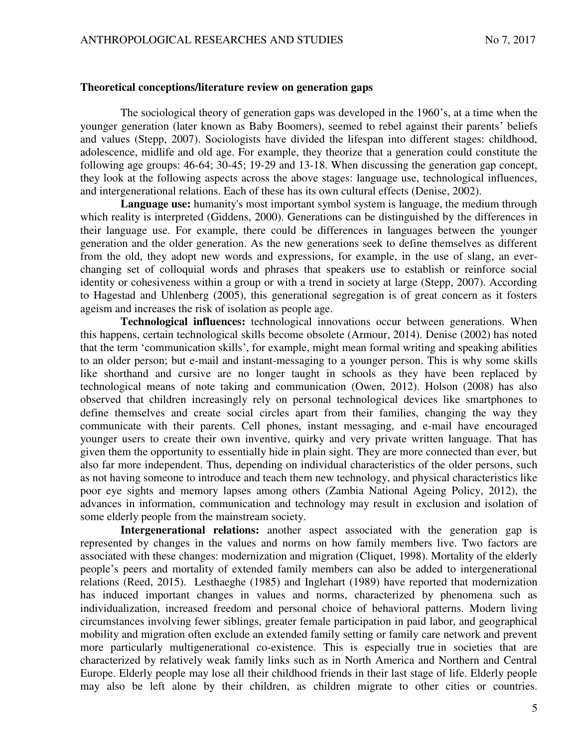### Theoretical conceptions/literature review on generation gaps

The sociological theory of generation gaps was developed in the 1960's, at a time when the younger generation (later known as Baby Boomers), seemed to rebel against their parents' beliefs and values (Stepp, 2007). Sociologists have divided the lifespan into different stages: childhood, adolescence, midlife and old age. For example, they theorize that a generation could constitute the following age groups: 46-64; 30-45; 19-29 and 13-18. When discussing the generation gap concept, they look at the following aspects across the above stages: language use, technological influences, and intergenerational relations. Each of these has its own cultural effects (Denise, 2002).

**Language use:** humanity's most important symbol system is language, the medium through which reality is interpreted (Giddens, 2000). Generations can be distinguished by the differences in their language use. For example, there could be differences in languages between the younger generation and the older generation. As the new generations seek to define themselves as different from the old, they adopt new words and expressions, for example, in the use of slang, an ever-changing set of colloquial words and phrases that speakers use to establish or reinforce social identity or cohesiveness within a group or with a trend in society at large (Stepp, 2007). According to Hagestad and Uhlenberg (2005), this generational segregation is of great concern as it fosters ageism and increases the risk of isolation as people age.

**Technological influences:** technological innovations occur between generations. When this happens, certain technological skills become obsolete (Armour, 2014). Denise (2002) has noted that the term 'communication skills', for example, might mean formal writing and speaking abilities to an older person; but e-mail and instant-messaging to a younger person. This is why some skills like shorthand and cursive are no longer taught in schools as they have been replaced by technological means of note taking and communication (Owen, 2012). Holson (2008) has also observed that children increasingly rely on personal technological devices like smartphones to define themselves and create social circles apart from their families, changing the way they communicate with their parents. Cell phones, instant messaging, and e-mail have encouraged younger users to create their own inventive, quirky and very private written language. That has given them the opportunity to essentially hide in plain sight. They are more connected than ever, but also far more independent. Thus, depending on individual characteristics of the older persons, such as not having someone to introduce and teach them new technology, and physical characteristics like poor eye sights and memory lapses among others (Zambia National Ageing Policy, 2012), the advances in information, communication and technology may result in exclusion and isolation of some elderly people from the mainstream society.

**Intergenerational relations:** another aspect associated with the generation gap is represented by changes in the values and norms on how family members live. Two factors are associated with these changes: modernization and migration (Cliquet, 1998). Mortality of the elderly people's peers and mortality of extended family members can also be added to intergenerational relations (Reed, 2015). Lesthaeghe (1985) and Inglehart (1989) have reported that modernization has induced important changes in values and norms, characterized by phenomena such as individualization, increased freedom and personal choice of behavioral patterns. Modern living circumstances involving fewer siblings, greater female participation in paid labor, and geographical mobility and migration often exclude an extended family setting or family care network and prevent more particularly multigenerational co-existence. This is especially true in societies that are characterized by relatively weak family links such as in North America and Northern and Central Europe. Elderly people may lose all their childhood friends in their last stage of life. Elderly people may also be left alone by their children, as children migrate to other cities or countries.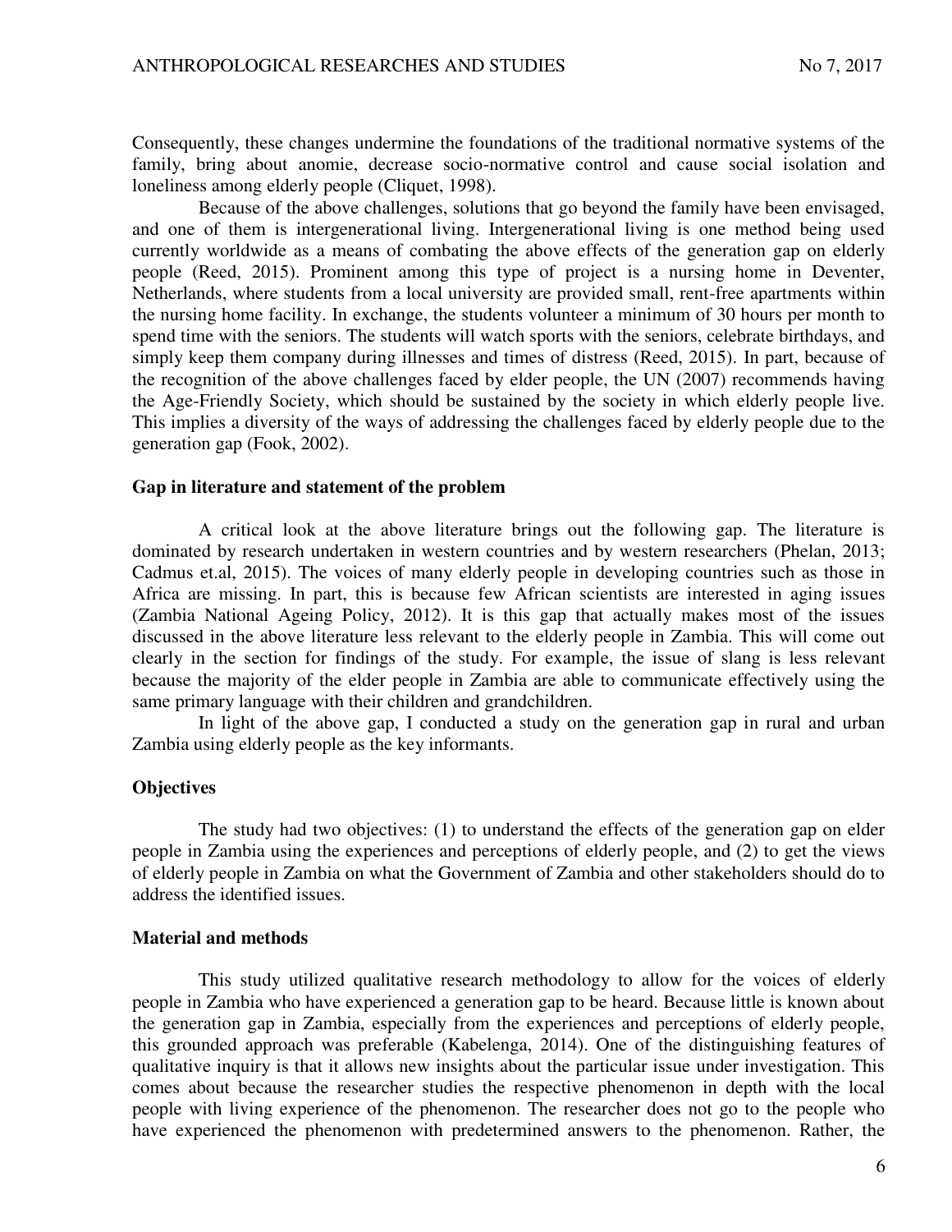Consequently, these changes undermine the foundations of the traditional normative systems of the family, bring about anomie, decrease socio-normative control and cause social isolation and loneliness among elderly people (Cliquet, 1998).

Because of the above challenges, solutions that go beyond the family have been envisaged, and one of them is intergenerational living. Intergenerational living is one method being used currently worldwide as a means of combating the above effects of the generation gap on elderly people (Reed, 2015). Prominent among this type of project is a nursing home in Deventer, Netherlands, where students from a local university are provided small, rent-free apartments within the nursing home facility. In exchange, the students volunteer a minimum of 30 hours per month to spend time with the seniors. The students will watch sports with the seniors, celebrate birthdays, and simply keep them company during illnesses and times of distress (Reed, 2015). In part, because of the recognition of the above challenges faced by elder people, the UN (2007) recommends having the Age-Friendly Society, which should be sustained by the society in which elderly people live. This implies a diversity of the ways of addressing the challenges faced by elderly people due to the generation gap (Fook, 2002).

### Gap in literature and statement of the problem

A critical look at the above literature brings out the following gap. The literature is dominated by research undertaken in western countries and by western researchers (Phelan, 2013; Cadmus et.al, 2015). The voices of many elderly people in developing countries such as those in Africa are missing. In part, this is because few African scientists are interested in aging issues (Zambia National Ageing Policy, 2012). It is this gap that actually makes most of the issues discussed in the above literature less relevant to the elderly people in Zambia. This will come out clearly in the section for findings of the study. For example, the issue of slang is less relevant because the majority of the elder people in Zambia are able to communicate effectively using the same primary language with their children and grandchildren.

In light of the above gap, I conducted a study on the generation gap in rural and urban Zambia using elderly people as the key informants.

### Objectives

The study had two objectives: (1) to understand the effects of the generation gap on elder people in Zambia using the experiences and perceptions of elderly people, and (2) to get the views of elderly people in Zambia on what the Government of Zambia and other stakeholders should do to address the identified issues.

### Material and methods

This study utilized qualitative research methodology to allow for the voices of elderly people in Zambia who have experienced a generation gap to be heard. Because little is known about the generation gap in Zambia, especially from the experiences and perceptions of elderly people, this grounded approach was preferable (Kabelenga, 2014). One of the distinguishing features of qualitative inquiry is that it allows new insights about the particular issue under investigation. This comes about because the researcher studies the respective phenomenon in depth with the local people with living experience of the phenomenon. The researcher does not go to the people who have experienced the phenomenon with predetermined answers to the phenomenon. Rather, the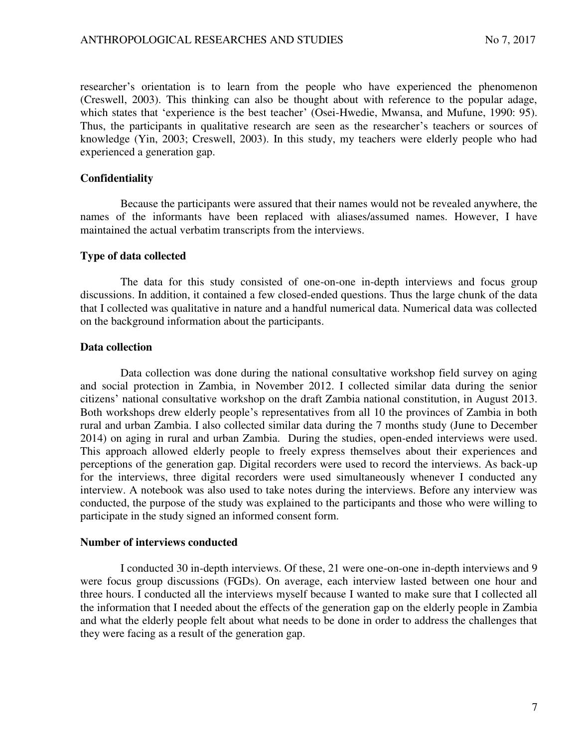researcher's orientation is to learn from the people who have experienced the phenomenon (Creswell, 2003). This thinking can also be thought about with reference to the popular adage, which states that 'experience is the best teacher' (Osei-Hwedie, Mwansa, and Mufune, 1990: 95). Thus, the participants in qualitative research are seen as the researcher's teachers or sources of knowledge (Yin, 2003; Creswell, 2003). In this study, my teachers were elderly people who had experienced a generation gap.

**Confidentiality**

Because the participants were assured that their names would not be revealed anywhere, the names of the informants have been replaced with aliases/assumed names. However, I have maintained the actual verbatim transcripts from the interviews.

**Type of data collected**

The data for this study consisted of one-on-one in-depth interviews and focus group discussions. In addition, it contained a few closed-ended questions. Thus the large chunk of the data that I collected was qualitative in nature and a handful numerical data. Numerical data was collected on the background information about the participants.

**Data collection**

Data collection was done during the national consultative workshop field survey on aging and social protection in Zambia, in November 2012. I collected similar data during the senior citizens' national consultative workshop on the draft Zambia national constitution, in August 2013. Both workshops drew elderly people's representatives from all 10 the provinces of Zambia in both rural and urban Zambia. I also collected similar data during the 7 months study (June to December 2014) on aging in rural and urban Zambia. During the studies, open-ended interviews were used. This approach allowed elderly people to freely express themselves about their experiences and perceptions of the generation gap. Digital recorders were used to record the interviews. As back-up for the interviews, three digital recorders were used simultaneously whenever I conducted any interview. A notebook was also used to take notes during the interviews. Before any interview was conducted, the purpose of the study was explained to the participants and those who were willing to participate in the study signed an informed consent form.

**Number of interviews conducted**

I conducted 30 in-depth interviews. Of these, 21 were one-on-one in-depth interviews and 9 were focus group discussions (FGDs). On average, each interview lasted between one hour and three hours. I conducted all the interviews myself because I wanted to make sure that I collected all the information that I needed about the effects of the generation gap on the elderly people in Zambia and what the elderly people felt about what needs to be done in order to address the challenges that they were facing as a result of the generation gap.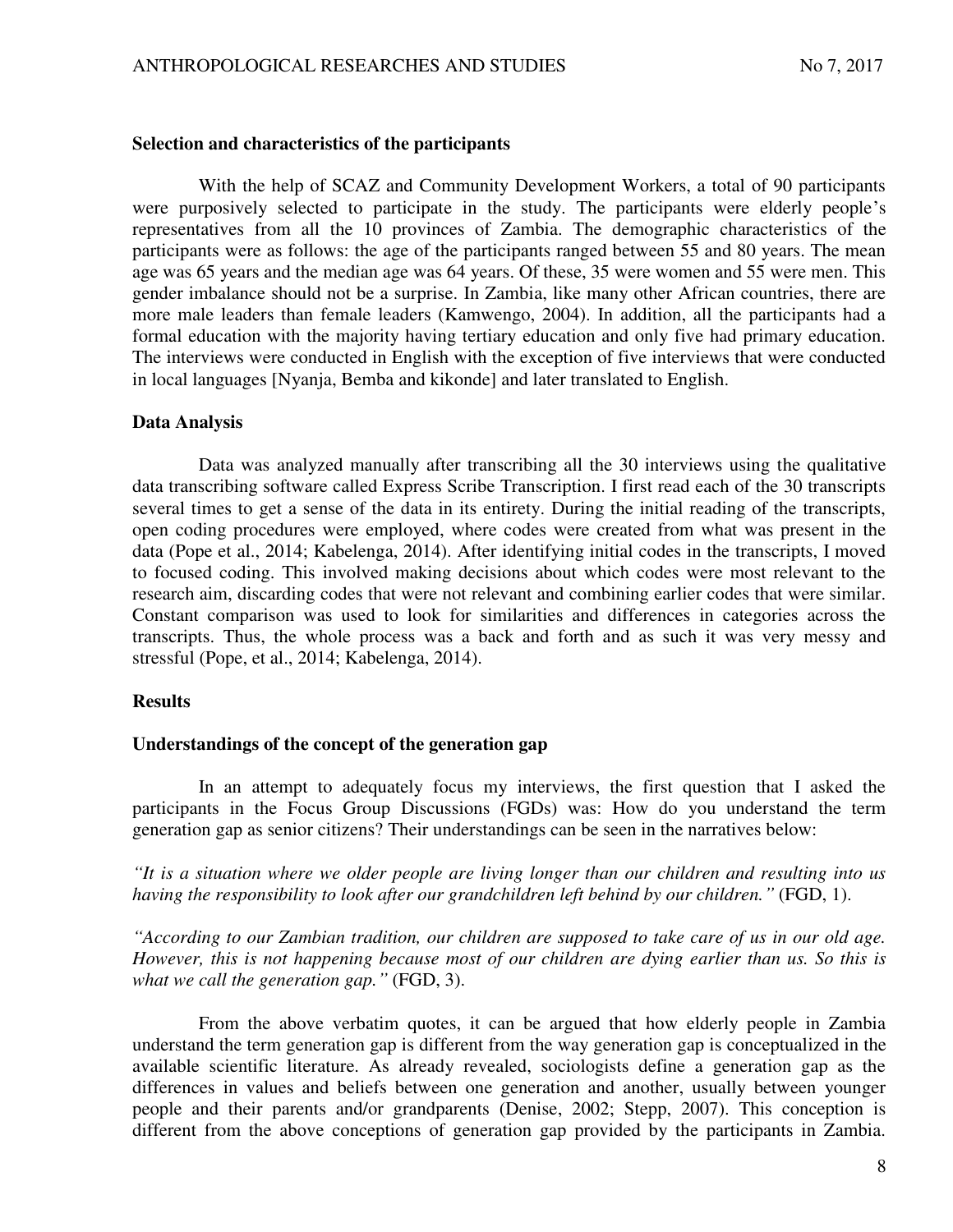**Selection and characteristics of the participants**

With the help of SCAZ and Community Development Workers, a total of 90 participants were purposively selected to participate in the study. The participants were elderly people's representatives from all the 10 provinces of Zambia. The demographic characteristics of the participants were as follows: the age of the participants ranged between 55 and 80 years. The mean age was 65 years and the median age was 64 years. Of these, 35 were women and 55 were men. This gender imbalance should not be a surprise. In Zambia, like many other African countries, there are more male leaders than female leaders (Kamwengo, 2004). In addition, all the participants had a formal education with the majority having tertiary education and only five had primary education. The interviews were conducted in English with the exception of five interviews that were conducted in local languages [Nyanja, Bemba and kikonde] and later translated to English.

**Data Analysis**

Data was analyzed manually after transcribing all the 30 interviews using the qualitative data transcribing software called Express Scribe Transcription. I first read each of the 30 transcripts several times to get a sense of the data in its entirety. During the initial reading of the transcripts, open coding procedures were employed, where codes were created from what was present in the data (Pope et al., 2014; Kabelenga, 2014). After identifying initial codes in the transcripts, I moved to focused coding. This involved making decisions about which codes were most relevant to the research aim, discarding codes that were not relevant and combining earlier codes that were similar. Constant comparison was used to look for similarities and differences in categories across the transcripts. Thus, the whole process was a back and forth and as such it was very messy and stressful (Pope, et al., 2014; Kabelenga, 2014).

**Results**

**Understandings of the concept of the generation gap**

In an attempt to adequately focus my interviews, the first question that I asked the participants in the Focus Group Discussions (FGDs) was: How do you understand the term generation gap as senior citizens? Their understandings can be seen in the narratives below:

*"It is a situation where we older people are living longer than our children and resulting into us having the responsibility to look after our grandchildren left behind by our children."* (FGD, 1).

*"According to our Zambian tradition, our children are supposed to take care of us in our old age. However, this is not happening because most of our children are dying earlier than us. So this is what we call the generation gap."* (FGD, 3).

From the above verbatim quotes, it can be argued that how elderly people in Zambia understand the term generation gap is different from the way generation gap is conceptualized in the available scientific literature. As already revealed, sociologists define a generation gap as the differences in values and beliefs between one generation and another, usually between younger people and their parents and/or grandparents (Denise, 2002; Stepp, 2007). This conception is different from the above conceptions of generation gap provided by the participants in Zambia.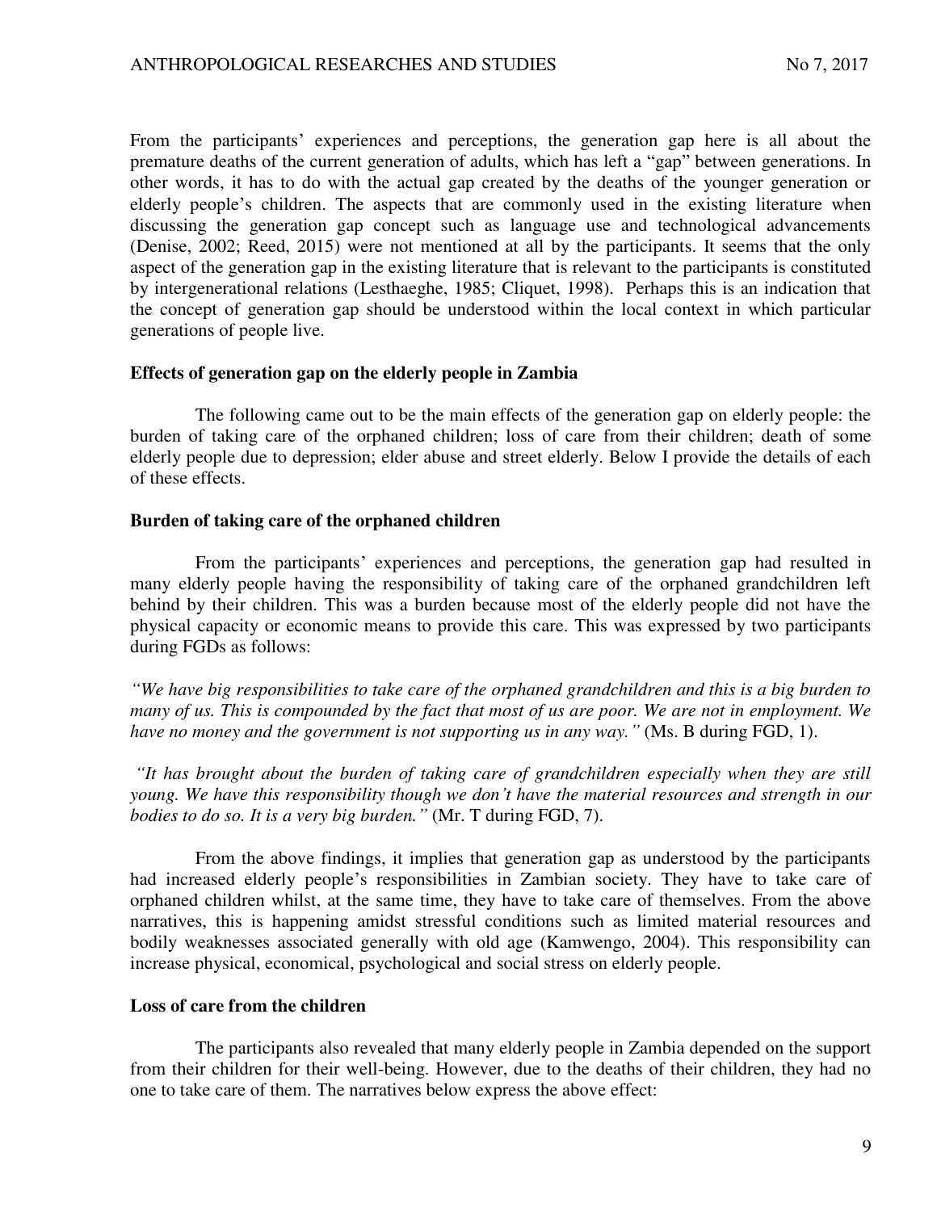From the participants' experiences and perceptions, the generation gap here is all about the premature deaths of the current generation of adults, which has left a "gap" between generations. In other words, it has to do with the actual gap created by the deaths of the younger generation or elderly people's children. The aspects that are commonly used in the existing literature when discussing the generation gap concept such as language use and technological advancements (Denise, 2002; Reed, 2015) were not mentioned at all by the participants. It seems that the only aspect of the generation gap in the existing literature that is relevant to the participants is constituted by intergenerational relations (Lesthaeghe, 1985; Cliquet, 1998). Perhaps this is an indication that the concept of generation gap should be understood within the local context in which particular generations of people live.

## Effects of generation gap on the elderly people in Zambia

The following came out to be the main effects of the generation gap on elderly people: the burden of taking care of the orphaned children; loss of care from their children; death of some elderly people due to depression; elder abuse and street elderly. Below I provide the details of each of these effects.

### Burden of taking care of the orphaned children

From the participants' experiences and perceptions, the generation gap had resulted in many elderly people having the responsibility of taking care of the orphaned grandchildren left behind by their children. This was a burden because most of the elderly people did not have the physical capacity or economic means to provide this care. This was expressed by two participants during FGDs as follows:

*"We have big responsibilities to take care of the orphaned grandchildren and this is a big burden to many of us. This is compounded by the fact that most of us are poor. We are not in employment. We have no money and the government is not supporting us in any way."* (Ms. B during FGD, 1).

*"It has brought about the burden of taking care of grandchildren especially when they are still young. We have this responsibility though we don't have the material resources and strength in our bodies to do so. It is a very big burden."* (Mr. T during FGD, 7).

From the above findings, it implies that generation gap as understood by the participants had increased elderly people's responsibilities in Zambian society. They have to take care of orphaned children whilst, at the same time, they have to take care of themselves. From the above narratives, this is happening amidst stressful conditions such as limited material resources and bodily weaknesses associated generally with old age (Kamwengo, 2004). This responsibility can increase physical, economical, psychological and social stress on elderly people.

### Loss of care from the children

The participants also revealed that many elderly people in Zambia depended on the support from their children for their well-being. However, due to the deaths of their children, they had no one to take care of them. The narratives below express the above effect: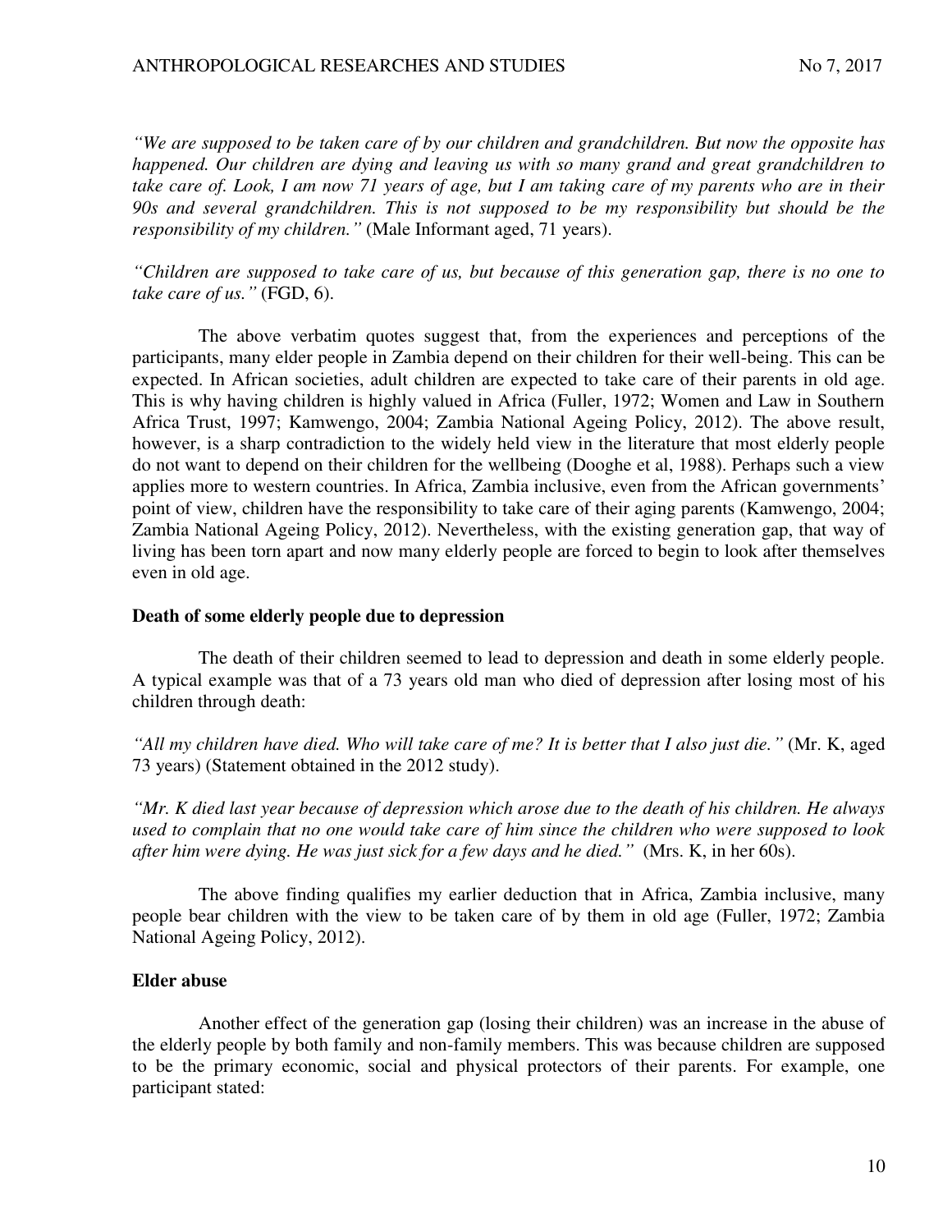*"We are supposed to be taken care of by our children and grandchildren. But now the opposite has happened. Our children are dying and leaving us with so many grand and great grandchildren to take care of. Look, I am now 71 years of age, but I am taking care of my parents who are in their 90s and several grandchildren. This is not supposed to be my responsibility but should be the responsibility of my children."* (Male Informant aged, 71 years).

*"Children are supposed to take care of us, but because of this generation gap, there is no one to take care of us."* (FGD, 6).

The above verbatim quotes suggest that, from the experiences and perceptions of the participants, many elder people in Zambia depend on their children for their well-being. This can be expected. In African societies, adult children are expected to take care of their parents in old age. This is why having children is highly valued in Africa (Fuller, 1972; Women and Law in Southern Africa Trust, 1997; Kamwengo, 2004; Zambia National Ageing Policy, 2012). The above result, however, is a sharp contradiction to the widely held view in the literature that most elderly people do not want to depend on their children for the wellbeing (Dooghe et al, 1988). Perhaps such a view applies more to western countries. In Africa, Zambia inclusive, even from the African governments' point of view, children have the responsibility to take care of their aging parents (Kamwengo, 2004; Zambia National Ageing Policy, 2012). Nevertheless, with the existing generation gap, that way of living has been torn apart and now many elderly people are forced to begin to look after themselves even in old age.

**Death of some elderly people due to depression**

The death of their children seemed to lead to depression and death in some elderly people. A typical example was that of a 73 years old man who died of depression after losing most of his children through death:

*"All my children have died. Who will take care of me? It is better that I also just die."* (Mr. K, aged 73 years) (Statement obtained in the 2012 study).

*"Mr. K died last year because of depression which arose due to the death of his children. He always used to complain that no one would take care of him since the children who were supposed to look after him were dying. He was just sick for a few days and he died."* (Mrs. K, in her 60s).

The above finding qualifies my earlier deduction that in Africa, Zambia inclusive, many people bear children with the view to be taken care of by them in old age (Fuller, 1972; Zambia National Ageing Policy, 2012).

**Elder abuse**

Another effect of the generation gap (losing their children) was an increase in the abuse of the elderly people by both family and non-family members. This was because children are supposed to be the primary economic, social and physical protectors of their parents. For example, one participant stated: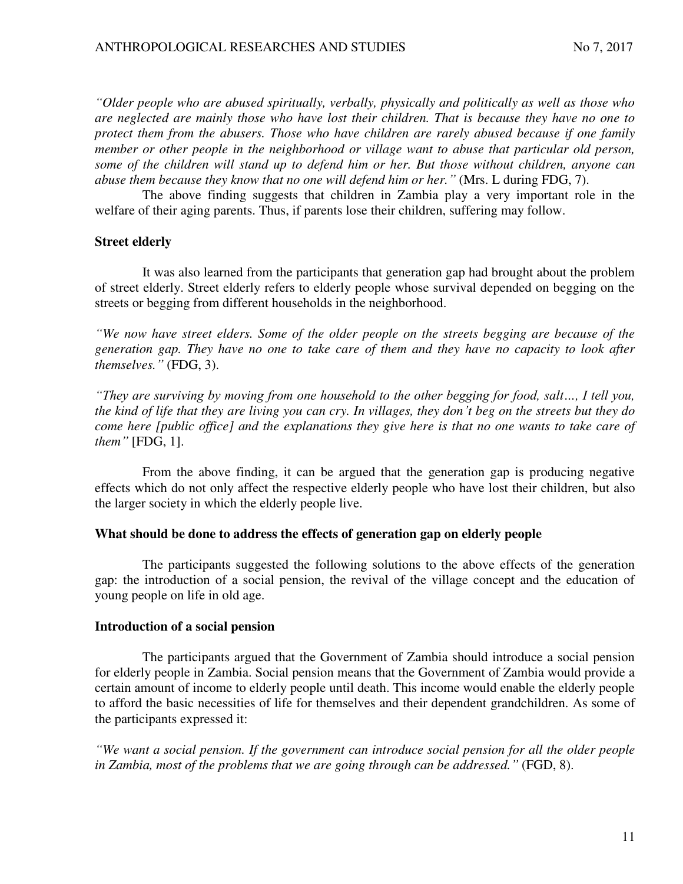*"Older people who are abused spiritually, verbally, physically and politically as well as those who are neglected are mainly those who have lost their children. That is because they have no one to protect them from the abusers. Those who have children are rarely abused because if one family member or other people in the neighborhood or village want to abuse that particular old person, some of the children will stand up to defend him or her. But those without children, anyone can abuse them because they know that no one will defend him or her."* (Mrs. L during FDG, 7).

The above finding suggests that children in Zambia play a very important role in the welfare of their aging parents. Thus, if parents lose their children, suffering may follow.

**Street elderly**

It was also learned from the participants that generation gap had brought about the problem of street elderly. Street elderly refers to elderly people whose survival depended on begging on the streets or begging from different households in the neighborhood.

*"We now have street elders. Some of the older people on the streets begging are because of the generation gap. They have no one to take care of them and they have no capacity to look after themselves."* (FDG, 3).

*"They are surviving by moving from one household to the other begging for food, salt…, I tell you, the kind of life that they are living you can cry. In villages, they don't beg on the streets but they do come here [public office] and the explanations they give here is that no one wants to take care of them"* [FDG, 1].

From the above finding, it can be argued that the generation gap is producing negative effects which do not only affect the respective elderly people who have lost their children, but also the larger society in which the elderly people live.

**What should be done to address the effects of generation gap on elderly people**

The participants suggested the following solutions to the above effects of the generation gap: the introduction of a social pension, the revival of the village concept and the education of young people on life in old age.

**Introduction of a social pension**

The participants argued that the Government of Zambia should introduce a social pension for elderly people in Zambia. Social pension means that the Government of Zambia would provide a certain amount of income to elderly people until death. This income would enable the elderly people to afford the basic necessities of life for themselves and their dependent grandchildren. As some of the participants expressed it:

*"We want a social pension. If the government can introduce social pension for all the older people in Zambia, most of the problems that we are going through can be addressed."* (FGD, 8).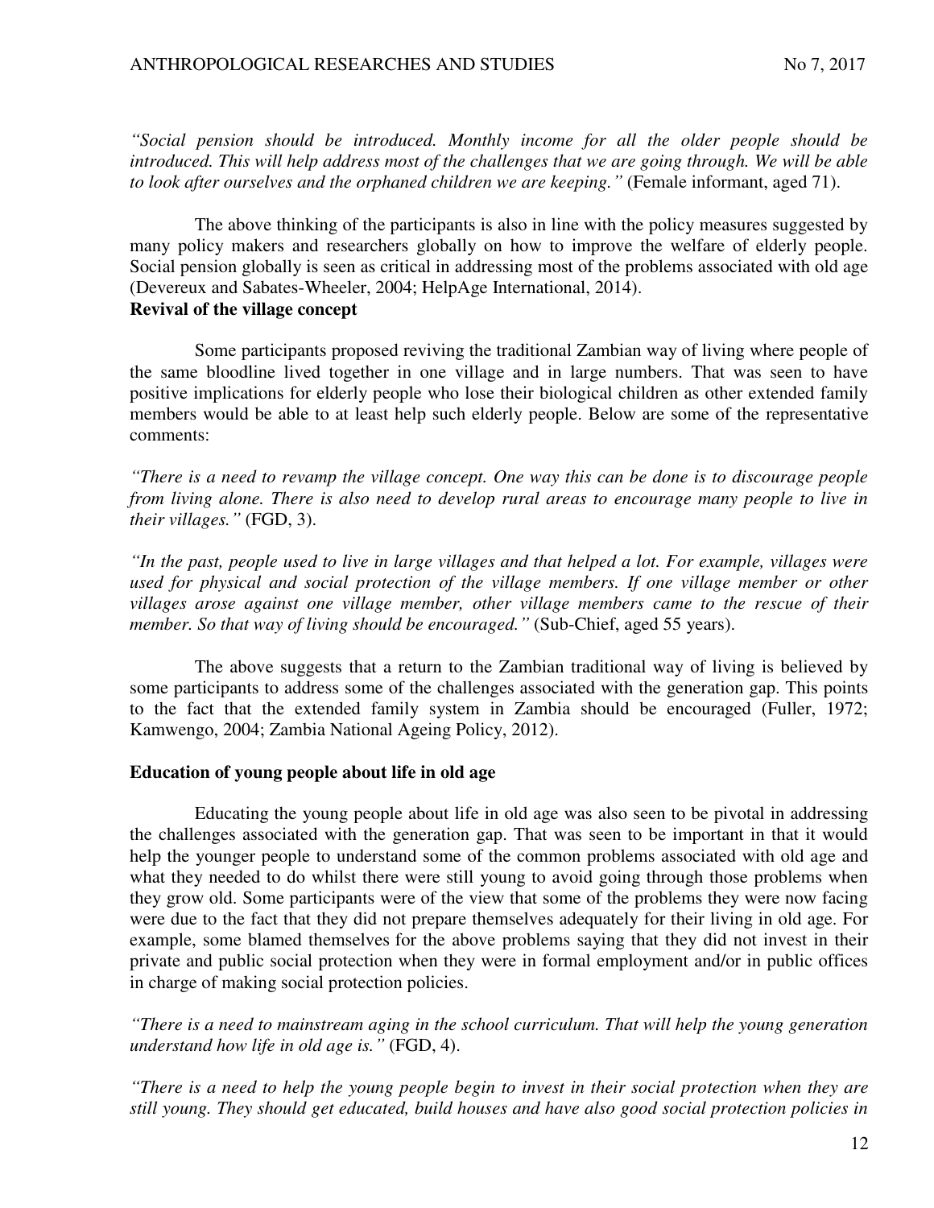*"Social pension should be introduced. Monthly income for all the older people should be introduced. This will help address most of the challenges that we are going through. We will be able to look after ourselves and the orphaned children we are keeping."* (Female informant, aged 71).

The above thinking of the participants is also in line with the policy measures suggested by many policy makers and researchers globally on how to improve the welfare of elderly people. Social pension globally is seen as critical in addressing most of the problems associated with old age (Devereux and Sabates-Wheeler, 2004; HelpAge International, 2014).

**Revival of the village concept**

Some participants proposed reviving the traditional Zambian way of living where people of the same bloodline lived together in one village and in large numbers. That was seen to have positive implications for elderly people who lose their biological children as other extended family members would be able to at least help such elderly people. Below are some of the representative comments:

*"There is a need to revamp the village concept. One way this can be done is to discourage people from living alone. There is also need to develop rural areas to encourage many people to live in their villages."* (FGD, 3).

*"In the past, people used to live in large villages and that helped a lot. For example, villages were used for physical and social protection of the village members. If one village member or other villages arose against one village member, other village members came to the rescue of their member. So that way of living should be encouraged."* (Sub-Chief, aged 55 years).

The above suggests that a return to the Zambian traditional way of living is believed by some participants to address some of the challenges associated with the generation gap. This points to the fact that the extended family system in Zambia should be encouraged (Fuller, 1972; Kamwengo, 2004; Zambia National Ageing Policy, 2012).

**Education of young people about life in old age**

Educating the young people about life in old age was also seen to be pivotal in addressing the challenges associated with the generation gap. That was seen to be important in that it would help the younger people to understand some of the common problems associated with old age and what they needed to do whilst there were still young to avoid going through those problems when they grow old. Some participants were of the view that some of the problems they were now facing were due to the fact that they did not prepare themselves adequately for their living in old age. For example, some blamed themselves for the above problems saying that they did not invest in their private and public social protection when they were in formal employment and/or in public offices in charge of making social protection policies.

*"There is a need to mainstream aging in the school curriculum. That will help the young generation understand how life in old age is."* (FGD, 4).

*"There is a need to help the young people begin to invest in their social protection when they are still young. They should get educated, build houses and have also good social protection policies in*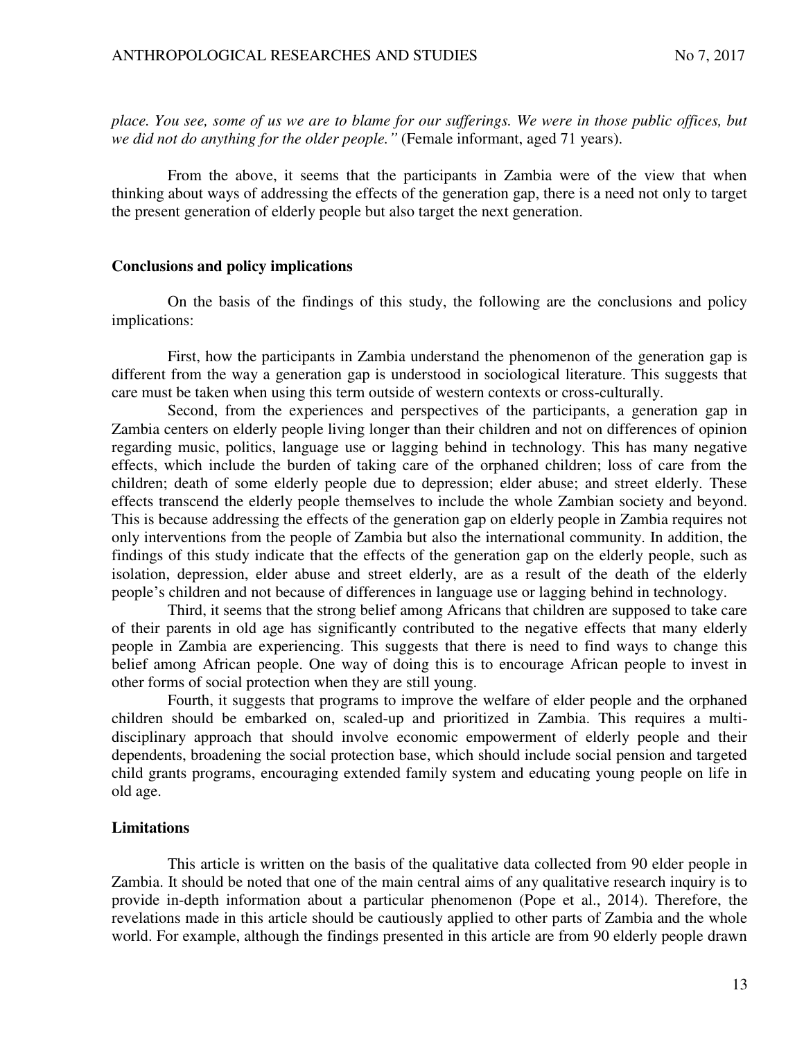*place. You see, some of us we are to blame for our sufferings. We were in those public offices, but we did not do anything for the older people."* (Female informant, aged 71 years).

From the above, it seems that the participants in Zambia were of the view that when thinking about ways of addressing the effects of the generation gap, there is a need not only to target the present generation of elderly people but also target the next generation.

## Conclusions and policy implications

On the basis of the findings of this study, the following are the conclusions and policy implications:

First, how the participants in Zambia understand the phenomenon of the generation gap is different from the way a generation gap is understood in sociological literature. This suggests that care must be taken when using this term outside of western contexts or cross-culturally.

Second, from the experiences and perspectives of the participants, a generation gap in Zambia centers on elderly people living longer than their children and not on differences of opinion regarding music, politics, language use or lagging behind in technology. This has many negative effects, which include the burden of taking care of the orphaned children; loss of care from the children; death of some elderly people due to depression; elder abuse; and street elderly. These effects transcend the elderly people themselves to include the whole Zambian society and beyond. This is because addressing the effects of the generation gap on elderly people in Zambia requires not only interventions from the people of Zambia but also the international community. In addition, the findings of this study indicate that the effects of the generation gap on the elderly people, such as isolation, depression, elder abuse and street elderly, are as a result of the death of the elderly people's children and not because of differences in language use or lagging behind in technology.

Third, it seems that the strong belief among Africans that children are supposed to take care of their parents in old age has significantly contributed to the negative effects that many elderly people in Zambia are experiencing. This suggests that there is need to find ways to change this belief among African people. One way of doing this is to encourage African people to invest in other forms of social protection when they are still young.

Fourth, it suggests that programs to improve the welfare of elder people and the orphaned children should be embarked on, scaled-up and prioritized in Zambia. This requires a multi-disciplinary approach that should involve economic empowerment of elderly people and their dependents, broadening the social protection base, which should include social pension and targeted child grants programs, encouraging extended family system and educating young people on life in old age.

## Limitations

This article is written on the basis of the qualitative data collected from 90 elder people in Zambia. It should be noted that one of the main central aims of any qualitative research inquiry is to provide in-depth information about a particular phenomenon (Pope et al., 2014). Therefore, the revelations made in this article should be cautiously applied to other parts of Zambia and the whole world. For example, although the findings presented in this article are from 90 elderly people drawn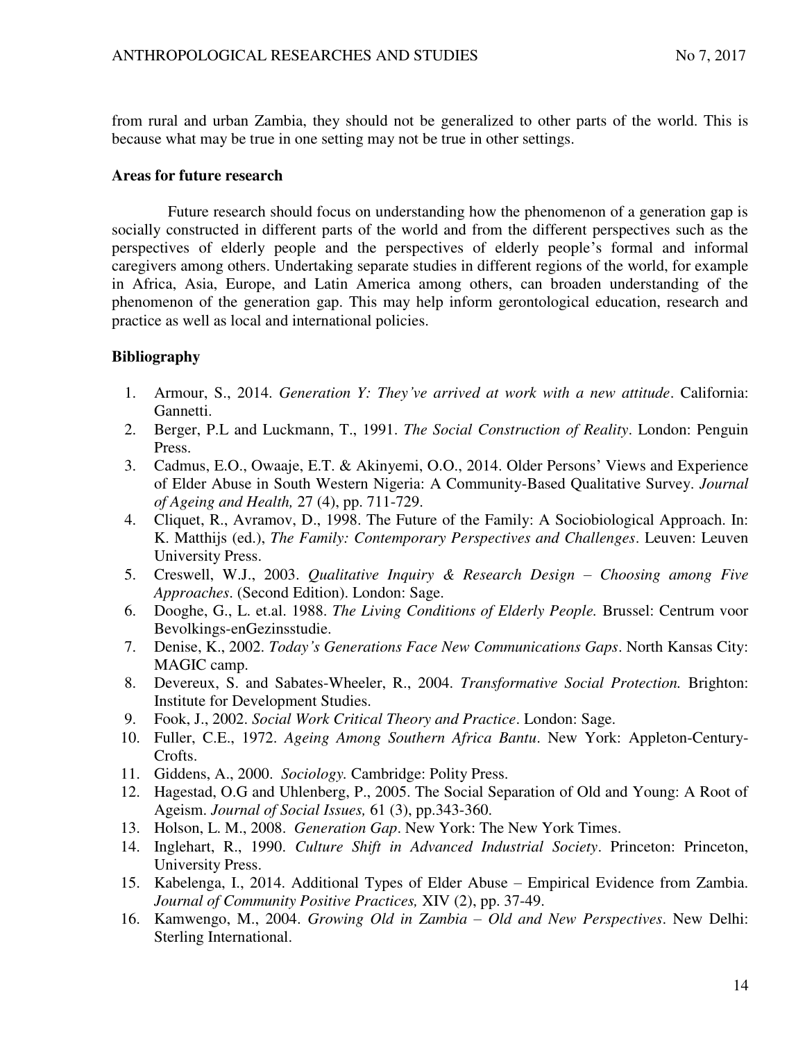from rural and urban Zambia, they should not be generalized to other parts of the world. This is because what may be true in one setting may not be true in other settings.

### Areas for future research

Future research should focus on understanding how the phenomenon of a generation gap is socially constructed in different parts of the world and from the different perspectives such as the perspectives of elderly people and the perspectives of elderly people's formal and informal caregivers among others. Undertaking separate studies in different regions of the world, for example in Africa, Asia, Europe, and Latin America among others, can broaden understanding of the phenomenon of the generation gap. This may help inform gerontological education, research and practice as well as local and international policies.

### Bibliography

1. Armour, S., 2014. *Generation Y: They've arrived at work with a new attitude*. California: Gannetti.
2. Berger, P.L and Luckmann, T., 1991. *The Social Construction of Reality*. London: Penguin Press.
3. Cadmus, E.O., Owaaje, E.T. & Akinyemi, O.O., 2014. Older Persons' Views and Experience of Elder Abuse in South Western Nigeria: A Community-Based Qualitative Survey. *Journal of Ageing and Health,* 27 (4), pp. 711-729.
4. Cliquet, R., Avramov, D., 1998. The Future of the Family: A Sociobiological Approach. In: K. Matthijs (ed.), *The Family: Contemporary Perspectives and Challenges*. Leuven: Leuven University Press.
5. Creswell, W.J., 2003. *Qualitative Inquiry & Research Design – Choosing among Five Approaches*. (Second Edition). London: Sage.
6. Dooghe, G., L. et.al. 1988. *The Living Conditions of Elderly People.* Brussel: Centrum voor Bevolkings-enGezinsstudie.
7. Denise, K., 2002. *Today's Generations Face New Communications Gaps*. North Kansas City: MAGIC camp.
8. Devereux, S. and Sabates-Wheeler, R., 2004. *Transformative Social Protection.* Brighton: Institute for Development Studies.
9. Fook, J., 2002. *Social Work Critical Theory and Practice*. London: Sage.
10. Fuller, C.E., 1972. *Ageing Among Southern Africa Bantu*. New York: Appleton-Century-Crofts.
11. Giddens, A., 2000. *Sociology.* Cambridge: Polity Press.
12. Hagestad, O.G and Uhlenberg, P., 2005. The Social Separation of Old and Young: A Root of Ageism. *Journal of Social Issues,* 61 (3), pp.343-360.
13. Holson, L. M., 2008. *Generation Gap*. New York: The New York Times.
14. Inglehart, R., 1990. *Culture Shift in Advanced Industrial Society*. Princeton: Princeton, University Press.
15. Kabelenga, I., 2014. Additional Types of Elder Abuse – Empirical Evidence from Zambia. *Journal of Community Positive Practices,* XIV (2), pp. 37-49.
16. Kamwengo, M., 2004. *Growing Old in Zambia – Old and New Perspectives*. New Delhi: Sterling International.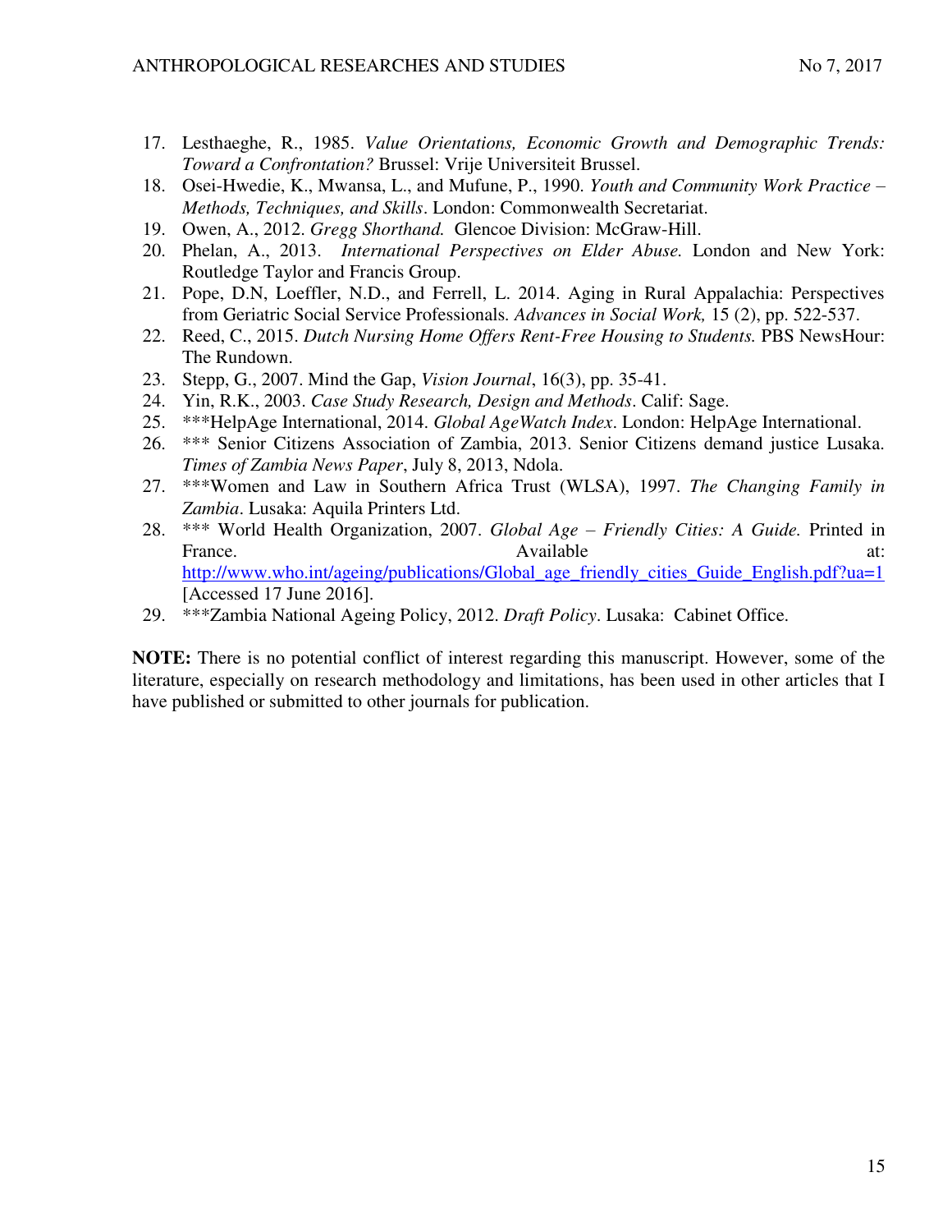17. Lesthaeghe, R., 1985. *Value Orientations, Economic Growth and Demographic Trends: Toward a Confrontation?* Brussel: Vrije Universiteit Brussel.
18. Osei-Hwedie, K., Mwansa, L., and Mufune, P., 1990. *Youth and Community Work Practice – Methods, Techniques, and Skills*. London: Commonwealth Secretariat.
19. Owen, A., 2012. *Gregg Shorthand.* Glencoe Division: McGraw-Hill.
20. Phelan, A., 2013. *International Perspectives on Elder Abuse.* London and New York: Routledge Taylor and Francis Group.
21. Pope, D.N, Loeffler, N.D., and Ferrell, L. 2014. Aging in Rural Appalachia: Perspectives from Geriatric Social Service Professionals. *Advances in Social Work,* 15 (2), pp. 522-537.
22. Reed, C., 2015. *Dutch Nursing Home Offers Rent-Free Housing to Students.* PBS NewsHour: The Rundown.
23. Stepp, G., 2007. Mind the Gap, *Vision Journal*, 16(3), pp. 35-41.
24. Yin, R.K., 2003. *Case Study Research, Design and Methods*. Calif: Sage.
25. ***HelpAge International, 2014. *Global AgeWatch Index*. London: HelpAge International.
26. *** Senior Citizens Association of Zambia, 2013. Senior Citizens demand justice Lusaka. *Times of Zambia News Paper*, July 8, 2013, Ndola.
27. ***Women and Law in Southern Africa Trust (WLSA), 1997. *The Changing Family in Zambia*. Lusaka: Aquila Printers Ltd.
28. *** World Health Organization, 2007. *Global Age – Friendly Cities: A Guide.* Printed in France. Available at: http://www.who.int/ageing/publications/Global_age_friendly_cities_Guide_English.pdf?ua=1 [Accessed 17 June 2016].
29. ***Zambia National Ageing Policy, 2012. *Draft Policy*. Lusaka: Cabinet Office.

**NOTE:** There is no potential conflict of interest regarding this manuscript. However, some of the literature, especially on research methodology and limitations, has been used in other articles that I have published or submitted to other journals for publication.